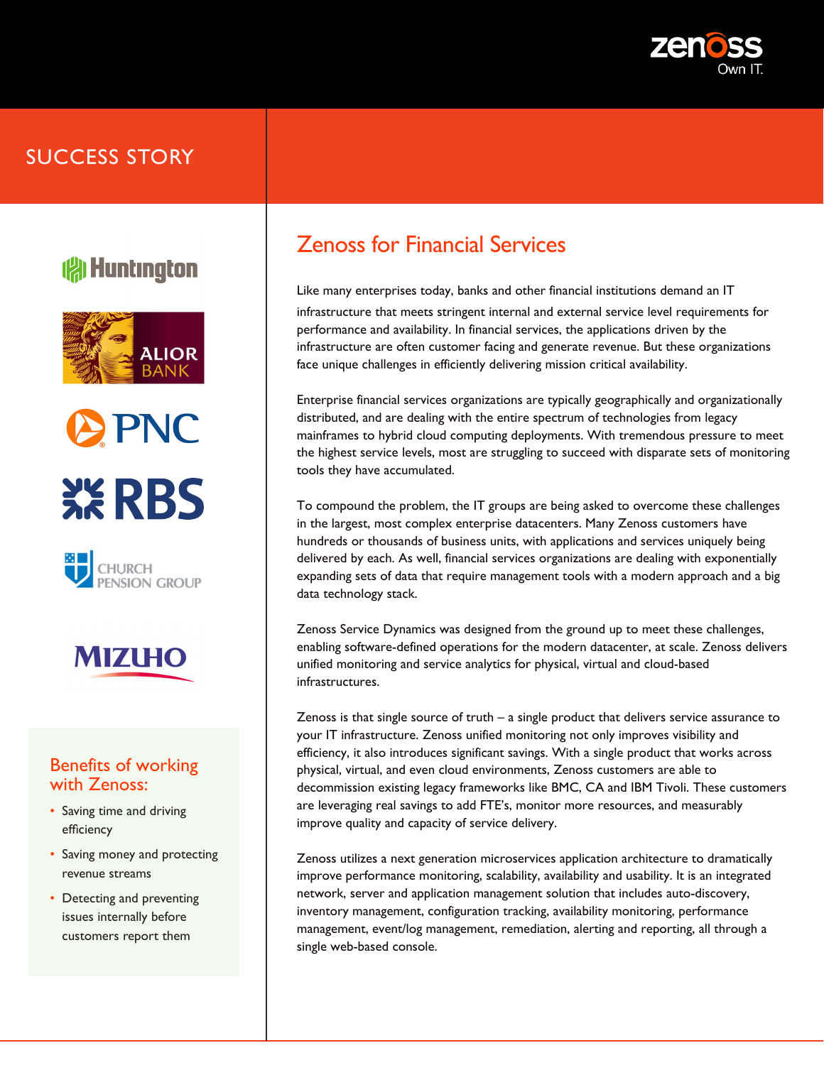SUCCESS STORY

# Zenoss for Financial Services

Like many enterprises today, banks and other financial institutions demand an IT infrastructure that meets stringent internal and external service level requirements for performance and availability. In financial services, the applications driven by the infrastructure are often customer facing and generate revenue. But these organizations face unique challenges in efficiently delivering mission critical availability.

Enterprise financial services organizations are typically geographically and organizationally distributed, and are dealing with the entire spectrum of technologies from legacy mainframes to hybrid cloud computing deployments. With tremendous pressure to meet the highest service levels, most are struggling to succeed with disparate sets of monitoring tools they have accumulated.

To compound the problem, the IT groups are being asked to overcome these challenges in the largest, most complex enterprise datacenters. Many Zenoss customers have hundreds or thousands of business units, with applications and services uniquely being delivered by each. As well, financial services organizations are dealing with exponentially expanding sets of data that require management tools with a modern approach and a big data technology stack.

Zenoss Service Dynamics was designed from the ground up to meet these challenges, enabling software-defined operations for the modern datacenter, at scale. Zenoss delivers unified monitoring and service analytics for physical, virtual and cloud-based infrastructures.

Zenoss is that single source of truth – a single product that delivers service assurance to your IT infrastructure. Zenoss unified monitoring not only improves visibility and efficiency, it also introduces significant savings. With a single product that works across physical, virtual, and even cloud environments, Zenoss customers are able to decommission existing legacy frameworks like BMC, CA and IBM Tivoli. These customers are leveraging real savings to add FTE's, monitor more resources, and measurably improve quality and capacity of service delivery.

Zenoss utilizes a next generation microservices application architecture to dramatically improve performance monitoring, scalability, availability and usability. It is an integrated network, server and application management solution that includes auto-discovery, inventory management, configuration tracking, availability monitoring, performance management, event/log management, remediation, alerting and reporting, all through a single web-based console.

## Benefits of working with Zenoss:

- Saving time and driving efficiency
- Saving money and protecting revenue streams
- Detecting and preventing issues internally before customers report them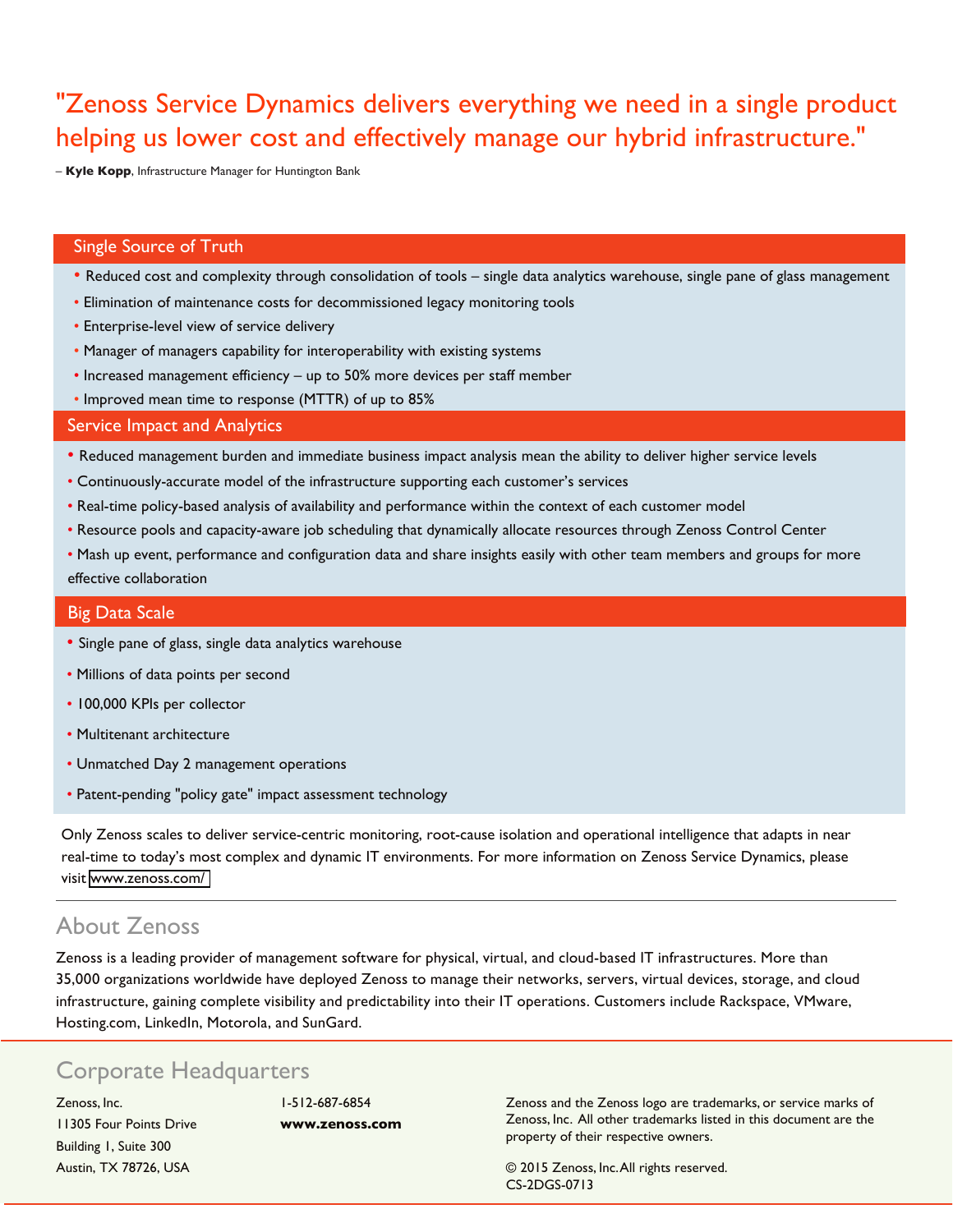"Zenoss Service Dynamics delivers everything we need in a single product helping us lower cost and effectively manage our hybrid infrastructure."

– **Kyle Kopp**, Infrastructure Manager for Huntington Bank

## Single Source of Truth

- Reduced cost and complexity through consolidation of tools – single data analytics warehouse, single pane of glass management
- Elimination of maintenance costs for decommissioned legacy monitoring tools
- Enterprise-level view of service delivery
- Manager of managers capability for interoperability with existing systems
- Increased management efficiency – up to 50% more devices per staff member
- Improved mean time to response (MTTR) of up to 85%

## Service Impact and Analytics

- Reduced management burden and immediate business impact analysis mean the ability to deliver higher service levels
- Continuously-accurate model of the infrastructure supporting each customer's services
- Real-time policy-based analysis of availability and performance within the context of each customer model
- Resource pools and capacity-aware job scheduling that dynamically allocate resources through Zenoss Control Center
- Mash up event, performance and configuration data and share insights easily with other team members and groups for more effective collaboration

## Big Data Scale

- Single pane of glass, single data analytics warehouse
- Millions of data points per second
- 100,000 KPIs per collector
- Multitenant architecture
- Unmatched Day 2 management operations
- Patent-pending "policy gate" impact assessment technology

Only Zenoss scales to deliver service-centric monitoring, root-cause isolation and operational intelligence that adapts in near real-time to today's most complex and dynamic IT environments. For more information on Zenoss Service Dynamics, please visit www.zenoss.com/

## About Zenoss

Zenoss is a leading provider of management software for physical, virtual, and cloud-based IT infrastructures. More than 35,000 organizations worldwide have deployed Zenoss to manage their networks, servers, virtual devices, storage, and cloud infrastructure, gaining complete visibility and predictability into their IT operations. Customers include Rackspace, VMware, Hosting.com, LinkedIn, Motorola, and SunGard.

## Corporate Headquarters

Zenoss, Inc.
11305 Four Points Drive
Building 1, Suite 300
Austin, TX 78726, USA

1-512-687-6854
**www.zenoss.com**

Zenoss and the Zenoss logo are trademarks, or service marks of Zenoss, Inc. All other trademarks listed in this document are the property of their respective owners.

© 2015 Zenoss, Inc. All rights reserved.
CS-2DGS-0713